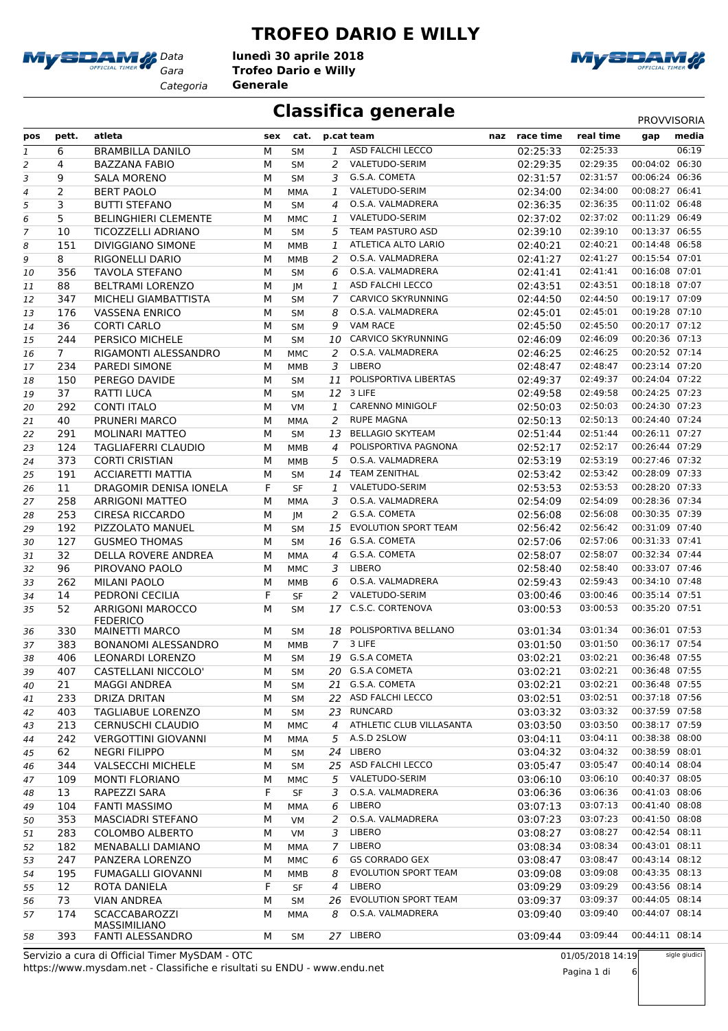# TROFEO DARIO E WILLY

Data: lunedì 30 aprile 2018
Gara: Trofeo Dario e Willy
Categoria: Generale

## Classifica generale

PROVVISORIA

| pos | pett. | atleta | sex | cat. | p.cat | team | naz | race time | real time | gap | media |
|---|---|---|---|---|---|---|---|---|---|---|---|
| 1 | 6 | BRAMBILLA DANILO | M | SM | 1 | ASD FALCHI LECCO | | 02:25:33 | 02:25:33 | | 06:19 |
| 2 | 4 | BAZZANA FABIO | M | SM | 2 | VALETUDO-SERIM | | 02:29:35 | 02:29:35 | 00:04:02 | 06:30 |
| 3 | 9 | SALA MORENO | M | SM | 3 | G.S.A. COMETA | | 02:31:57 | 02:31:57 | 00:06:24 | 06:36 |
| 4 | 2 | BERT PAOLO | M | MMA | 1 | VALETUDO-SERIM | | 02:34:00 | 02:34:00 | 00:08:27 | 06:41 |
| 5 | 3 | BUTTI STEFANO | M | SM | 4 | O.S.A. VALMADRERA | | 02:36:35 | 02:36:35 | 00:11:02 | 06:48 |
| 6 | 5 | BELINGHIERI CLEMENTE | M | MMC | 1 | VALETUDO-SERIM | | 02:37:02 | 02:37:02 | 00:11:29 | 06:49 |
| 7 | 10 | TICOZZELLI ADRIANO | M | SM | 5 | TEAM PASTURO ASD | | 02:39:10 | 02:39:10 | 00:13:37 | 06:55 |
| 8 | 151 | DIVIGGIANO SIMONE | M | MMB | 1 | ATLETICA ALTO LARIO | | 02:40:21 | 02:40:21 | 00:14:48 | 06:58 |
| 9 | 8 | RIGONELLI DARIO | M | MMB | 2 | O.S.A. VALMADRERA | | 02:41:27 | 02:41:27 | 00:15:54 | 07:01 |
| 10 | 356 | TAVOLA STEFANO | M | SM | 6 | O.S.A. VALMADRERA | | 02:41:41 | 02:41:41 | 00:16:08 | 07:01 |
| 11 | 88 | BELTRAMI LORENZO | M | JM | 1 | ASD FALCHI LECCO | | 02:43:51 | 02:43:51 | 00:18:18 | 07:07 |
| 12 | 347 | MICHELI GIAMBATTISTA | M | SM | 7 | CARVICO SKYRUNNING | | 02:44:50 | 02:44:50 | 00:19:17 | 07:09 |
| 13 | 176 | VASSENA ENRICO | M | SM | 8 | O.S.A. VALMADRERA | | 02:45:01 | 02:45:01 | 00:19:28 | 07:10 |
| 14 | 36 | CORTI CARLO | M | SM | 9 | VAM RACE | | 02:45:50 | 02:45:50 | 00:20:17 | 07:12 |
| 15 | 244 | PERSICO MICHELE | M | SM | 10 | CARVICO SKYRUNNING | | 02:46:09 | 02:46:09 | 00:20:36 | 07:13 |
| 16 | 7 | RIGAMONTI ALESSANDRO | M | MMC | 2 | O.S.A. VALMADRERA | | 02:46:25 | 02:46:25 | 00:20:52 | 07:14 |
| 17 | 234 | PAREDI SIMONE | M | MMB | 3 | LIBERO | | 02:48:47 | 02:48:47 | 00:23:14 | 07:20 |
| 18 | 150 | PEREGO DAVIDE | M | SM | 11 | POLISPORTIVA LIBERTAS | | 02:49:37 | 02:49:37 | 00:24:04 | 07:22 |
| 19 | 37 | RATTI LUCA | M | SM | 12 | 3 LIFE | | 02:49:58 | 02:49:58 | 00:24:25 | 07:23 |
| 20 | 292 | CONTI ITALO | M | VM | 1 | CARENNO MINIGOLF | | 02:50:03 | 02:50:03 | 00:24:30 | 07:23 |
| 21 | 40 | PRUNERI MARCO | M | MMA | 2 | RUPE MAGNA | | 02:50:13 | 02:50:13 | 00:24:40 | 07:24 |
| 22 | 291 | MOLINARI MATTEO | M | SM | 13 | BELLAGIO SKYTEAM | | 02:51:44 | 02:51:44 | 00:26:11 | 07:27 |
| 23 | 124 | TAGLIAFERRI CLAUDIO | M | MMB | 4 | POLISPORTIVA PAGNONA | | 02:52:17 | 02:52:17 | 00:26:44 | 07:29 |
| 24 | 373 | CORTI CRISTIAN | M | MMB | 5 | O.S.A. VALMADRERA | | 02:53:19 | 02:53:19 | 00:27:46 | 07:32 |
| 25 | 191 | ACCIARETTI MATTIA | M | SM | 14 | TEAM ZENITHAL | | 02:53:42 | 02:53:42 | 00:28:09 | 07:33 |
| 26 | 11 | DRAGOMIR DENISA IONELA | F | SF | 1 | VALETUDO-SERIM | | 02:53:53 | 02:53:53 | 00:28:20 | 07:33 |
| 27 | 258 | ARRIGONI MATTEO | M | MMA | 3 | O.S.A. VALMADRERA | | 02:54:09 | 02:54:09 | 00:28:36 | 07:34 |
| 28 | 253 | CIRESA RICCARDO | M | JM | 2 | G.S.A. COMETA | | 02:56:08 | 02:56:08 | 00:30:35 | 07:39 |
| 29 | 192 | PIZZOLATO MANUEL | M | SM | 15 | EVOLUTION SPORT TEAM | | 02:56:42 | 02:56:42 | 00:31:09 | 07:40 |
| 30 | 127 | GUSMEO THOMAS | M | SM | 16 | G.S.A. COMETA | | 02:57:06 | 02:57:06 | 00:31:33 | 07:41 |
| 31 | 32 | DELLA ROVERE ANDREA | M | MMA | 4 | G.S.A. COMETA | | 02:58:07 | 02:58:07 | 00:32:34 | 07:44 |
| 32 | 96 | PIROVANO PAOLO | M | MMC | 3 | LIBERO | | 02:58:40 | 02:58:40 | 00:33:07 | 07:46 |
| 33 | 262 | MILANI PAOLO | M | MMB | 6 | O.S.A. VALMADRERA | | 02:59:43 | 02:59:43 | 00:34:10 | 07:48 |
| 34 | 14 | PEDRONI CECILIA | F | SF | 2 | VALETUDO-SERIM | | 03:00:46 | 03:00:46 | 00:35:14 | 07:51 |
| 35 | 52 | ARRIGONI MAROCCO FEDERICO | M | SM | 17 | C.S.C. CORTENOVA | | 03:00:53 | 03:00:53 | 00:35:20 | 07:51 |
| 36 | 330 | MAINETTI MARCO | M | SM | 18 | POLISPORTIVA BELLANO | | 03:01:34 | 03:01:34 | 00:36:01 | 07:53 |
| 37 | 383 | BONANOMI ALESSANDRO | M | MMB | 7 | 3 LIFE | | 03:01:50 | 03:01:50 | 00:36:17 | 07:54 |
| 38 | 406 | LEONARDI LORENZO | M | SM | 19 | G.S.A COMETA | | 03:02:21 | 03:02:21 | 00:36:48 | 07:55 |
| 39 | 407 | CASTELLANI NICCOLO' | M | SM | 20 | G.S.A COMETA | | 03:02:21 | 03:02:21 | 00:36:48 | 07:55 |
| 40 | 21 | MAGGI ANDREA | M | SM | 21 | G.S.A. COMETA | | 03:02:21 | 03:02:21 | 00:36:48 | 07:55 |
| 41 | 233 | DRIZA DRITAN | M | SM | 22 | ASD FALCHI LECCO | | 03:02:51 | 03:02:51 | 00:37:18 | 07:56 |
| 42 | 403 | TAGLIABUE LORENZO | M | SM | 23 | RUNCARD | | 03:03:32 | 03:03:32 | 00:37:59 | 07:58 |
| 43 | 213 | CERNUSCHI CLAUDIO | M | MMC | 4 | ATHLETIC CLUB VILLASANTA | | 03:03:50 | 03:03:50 | 00:38:17 | 07:59 |
| 44 | 242 | VERGOTTINI GIOVANNI | M | MMA | 5 | A.S.D 2SLOW | | 03:04:11 | 03:04:11 | 00:38:38 | 08:00 |
| 45 | 62 | NEGRI FILIPPO | M | SM | 24 | LIBERO | | 03:04:32 | 03:04:32 | 00:38:59 | 08:01 |
| 46 | 344 | VALSECCHI MICHELE | M | SM | 25 | ASD FALCHI LECCO | | 03:05:47 | 03:05:47 | 00:40:14 | 08:04 |
| 47 | 109 | MONTI FLORIANO | M | MMC | 5 | VALETUDO-SERIM | | 03:06:10 | 03:06:10 | 00:40:37 | 08:05 |
| 48 | 13 | RAPEZZI SARA | F | SF | 3 | O.S.A. VALMADRERA | | 03:06:36 | 03:06:36 | 00:41:03 | 08:06 |
| 49 | 104 | FANTI MASSIMO | M | MMA | 6 | LIBERO | | 03:07:13 | 03:07:13 | 00:41:40 | 08:08 |
| 50 | 353 | MASCIADRI STEFANO | M | VM | 2 | O.S.A. VALMADRERA | | 03:07:23 | 03:07:23 | 00:41:50 | 08:08 |
| 51 | 283 | COLOMBO ALBERTO | M | VM | 3 | LIBERO | | 03:08:27 | 03:08:27 | 00:42:54 | 08:11 |
| 52 | 182 | MENABALLI DAMIANO | M | MMA | 7 | LIBERO | | 03:08:34 | 03:08:34 | 00:43:01 | 08:11 |
| 53 | 247 | PANZERA LORENZO | M | MMC | 6 | GS CORRADO GEX | | 03:08:47 | 03:08:47 | 00:43:14 | 08:12 |
| 54 | 195 | FUMAGALLI GIOVANNI | M | MMB | 8 | EVOLUTION SPORT TEAM | | 03:09:08 | 03:09:08 | 00:43:35 | 08:13 |
| 55 | 12 | ROTA DANIELA | F | SF | 4 | LIBERO | | 03:09:29 | 03:09:29 | 00:43:56 | 08:14 |
| 56 | 73 | VIAN ANDREA | M | SM | 26 | EVOLUTION SPORT TEAM | | 03:09:37 | 03:09:37 | 00:44:05 | 08:14 |
| 57 | 174 | SCACCABAROZZI MASSIMILIANO | M | MMA | 8 | O.S.A. VALMADRERA | | 03:09:40 | 03:09:40 | 00:44:07 | 08:14 |
| 58 | 393 | FANTI ALESSANDRO | M | SM | 27 | LIBERO | | 03:09:44 | 03:09:44 | 00:44:11 | 08:14 |

Servizio a cura di Official Timer MySDAM - OTC
https://www.mysdam.net - Classifiche e risultati su ENDU - www.endu.net

01/05/2018 14:19

sigle giudici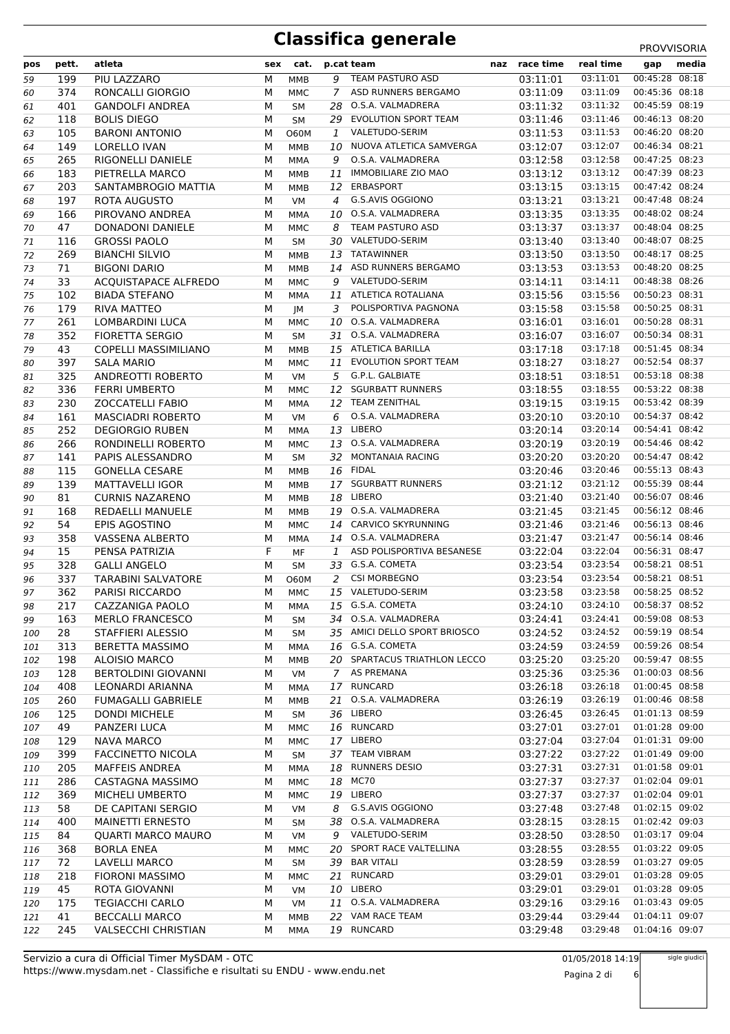# Classifica generale

PROVVISORIA

| pos | pett. | atleta | sex | cat. | p.cat | team | naz | race time | real time | gap | media |
|---|---|---|---|---|---|---|---|---|---|---|---|
| 59 | 199 | PIU LAZZARO | M | MMB | 9 | TEAM PASTURO ASD | | 03:11:01 | 03:11:01 | 00:45:28 | 08:18 |
| 60 | 374 | RONCALLI GIORGIO | M | MMC | 7 | ASD RUNNERS BERGAMO | | 03:11:09 | 03:11:09 | 00:45:36 | 08:18 |
| 61 | 401 | GANDOLFI ANDREA | M | SM | 28 | O.S.A. VALMADRERA | | 03:11:32 | 03:11:32 | 00:45:59 | 08:19 |
| 62 | 118 | BOLIS DIEGO | M | SM | 29 | EVOLUTION SPORT TEAM | | 03:11:46 | 03:11:46 | 00:46:13 | 08:20 |
| 63 | 105 | BARONI ANTONIO | M | O60M | 1 | VALETUDO-SERIM | | 03:11:53 | 03:11:53 | 00:46:20 | 08:20 |
| 64 | 149 | LORELLO IVAN | M | MMB | 10 | NUOVA ATLETICA SAMVERGA | | 03:12:07 | 03:12:07 | 00:46:34 | 08:21 |
| 65 | 265 | RIGONELLI DANIELE | M | MMA | 9 | O.S.A. VALMADRERA | | 03:12:58 | 03:12:58 | 00:47:25 | 08:23 |
| 66 | 183 | PIETRELLA MARCO | M | MMB | 11 | IMMOBILIARE ZIO MAO | | 03:13:12 | 03:13:12 | 00:47:39 | 08:23 |
| 67 | 203 | SANTAMBROGIO MATTIA | M | MMB | 12 | ERBASPORT | | 03:13:15 | 03:13:15 | 00:47:42 | 08:24 |
| 68 | 197 | ROTA AUGUSTO | M | VM | 4 | G.S.AVIS OGGIONO | | 03:13:21 | 03:13:21 | 00:47:48 | 08:24 |
| 69 | 166 | PIROVANO ANDREA | M | MMA | 10 | O.S.A. VALMADRERA | | 03:13:35 | 03:13:35 | 00:48:02 | 08:24 |
| 70 | 47 | DONADONI DANIELE | M | MMC | 8 | TEAM PASTURO ASD | | 03:13:37 | 03:13:37 | 00:48:04 | 08:25 |
| 71 | 116 | GROSSI PAOLO | M | SM | 30 | VALETUDO-SERIM | | 03:13:40 | 03:13:40 | 00:48:07 | 08:25 |
| 72 | 269 | BIANCHI SILVIO | M | MMB | 13 | TATAWINNER | | 03:13:50 | 03:13:50 | 00:48:17 | 08:25 |
| 73 | 71 | BIGONI DARIO | M | MMB | 14 | ASD RUNNERS BERGAMO | | 03:13:53 | 03:13:53 | 00:48:20 | 08:25 |
| 74 | 33 | ACQUISTAPACE ALFREDO | M | MMC | 9 | VALETUDO-SERIM | | 03:14:11 | 03:14:11 | 00:48:38 | 08:26 |
| 75 | 102 | BIADA STEFANO | M | MMA | 11 | ATLETICA ROTALIANA | | 03:15:56 | 03:15:56 | 00:50:23 | 08:31 |
| 76 | 179 | RIVA MATTEO | M | JM | 3 | POLISPORTIVA PAGNONA | | 03:15:58 | 03:15:58 | 00:50:25 | 08:31 |
| 77 | 261 | LOMBARDINI LUCA | M | MMC | 10 | O.S.A. VALMADRERA | | 03:16:01 | 03:16:01 | 00:50:28 | 08:31 |
| 78 | 352 | FIORETTA SERGIO | M | SM | 31 | O.S.A. VALMADRERA | | 03:16:07 | 03:16:07 | 00:50:34 | 08:31 |
| 79 | 43 | COPELLI MASSIMILIANO | M | MMB | 15 | ATLETICA BARILLA | | 03:17:18 | 03:17:18 | 00:51:45 | 08:34 |
| 80 | 397 | SALA MARIO | M | MMC | 11 | EVOLUTION SPORT TEAM | | 03:18:27 | 03:18:27 | 00:52:54 | 08:37 |
| 81 | 325 | ANDREOTTI ROBERTO | M | VM | 5 | G.P.L. GALBIATE | | 03:18:51 | 03:18:51 | 00:53:18 | 08:38 |
| 82 | 336 | FERRI UMBERTO | M | MMC | 12 | SGURBATT RUNNERS | | 03:18:55 | 03:18:55 | 00:53:22 | 08:38 |
| 83 | 230 | ZOCCATELLI FABIO | M | MMA | 12 | TEAM ZENITHAL | | 03:19:15 | 03:19:15 | 00:53:42 | 08:39 |
| 84 | 161 | MASCIADRI ROBERTO | M | VM | 6 | O.S.A. VALMADRERA | | 03:20:10 | 03:20:10 | 00:54:37 | 08:42 |
| 85 | 252 | DEGIORGIO RUBEN | M | MMA | 13 | LIBERO | | 03:20:14 | 03:20:14 | 00:54:41 | 08:42 |
| 86 | 266 | RONDINELLI ROBERTO | M | MMC | 13 | O.S.A. VALMADRERA | | 03:20:19 | 03:20:19 | 00:54:46 | 08:42 |
| 87 | 141 | PAPIS ALESSANDRO | M | SM | 32 | MONTANAIA RACING | | 03:20:20 | 03:20:20 | 00:54:47 | 08:42 |
| 88 | 115 | GONELLA CESARE | M | MMB | 16 | FIDAL | | 03:20:46 | 03:20:46 | 00:55:13 | 08:43 |
| 89 | 139 | MATTAVELLI IGOR | M | MMB | 17 | SGURBATT RUNNERS | | 03:21:12 | 03:21:12 | 00:55:39 | 08:44 |
| 90 | 81 | CURNIS NAZARENO | M | MMB | 18 | LIBERO | | 03:21:40 | 03:21:40 | 00:56:07 | 08:46 |
| 91 | 168 | REDAELLI MANUELE | M | MMB | 19 | O.S.A. VALMADRERA | | 03:21:45 | 03:21:45 | 00:56:12 | 08:46 |
| 92 | 54 | EPIS AGOSTINO | M | MMC | 14 | CARVICO SKYRUNNING | | 03:21:46 | 03:21:46 | 00:56:13 | 08:46 |
| 93 | 358 | VASSENA ALBERTO | M | MMA | 14 | O.S.A. VALMADRERA | | 03:21:47 | 03:21:47 | 00:56:14 | 08:46 |
| 94 | 15 | PENSA PATRIZIA | F | MF | 1 | ASD POLISPORTIVA BESANESE | | 03:22:04 | 03:22:04 | 00:56:31 | 08:47 |
| 95 | 328 | GALLI ANGELO | M | SM | 33 | G.S.A. COMETA | | 03:23:54 | 03:23:54 | 00:58:21 | 08:51 |
| 96 | 337 | TARABINI SALVATORE | M | O60M | 2 | CSI MORBEGNO | | 03:23:54 | 03:23:54 | 00:58:21 | 08:51 |
| 97 | 362 | PARISI RICCARDO | M | MMC | 15 | VALETUDO-SERIM | | 03:23:58 | 03:23:58 | 00:58:25 | 08:52 |
| 98 | 217 | CAZZANIGA PAOLO | M | MMA | 15 | G.S.A. COMETA | | 03:24:10 | 03:24:10 | 00:58:37 | 08:52 |
| 99 | 163 | MERLO FRANCESCO | M | SM | 34 | O.S.A. VALMADRERA | | 03:24:41 | 03:24:41 | 00:59:08 | 08:53 |
| 100 | 28 | STAFFIERI ALESSIO | M | SM | 35 | AMICI DELLO SPORT BRIOSCO | | 03:24:52 | 03:24:52 | 00:59:19 | 08:54 |
| 101 | 313 | BERETTA MASSIMO | M | MMA | 16 | G.S.A. COMETA | | 03:24:59 | 03:24:59 | 00:59:26 | 08:54 |
| 102 | 198 | ALOISIO MARCO | M | MMB | 20 | SPARTACUS TRIATHLON LECCO | | 03:25:20 | 03:25:20 | 00:59:47 | 08:55 |
| 103 | 128 | BERTOLDINI GIOVANNI | M | VM | 7 | AS PREMANA | | 03:25:36 | 03:25:36 | 01:00:03 | 08:56 |
| 104 | 408 | LEONARDI ARIANNA | M | MMA | 17 | RUNCARD | | 03:26:18 | 03:26:18 | 01:00:45 | 08:58 |
| 105 | 260 | FUMAGALLI GABRIELE | M | MMB | 21 | O.S.A. VALMADRERA | | 03:26:19 | 03:26:19 | 01:00:46 | 08:58 |
| 106 | 125 | DONDI MICHELE | M | SM | 36 | LIBERO | | 03:26:45 | 03:26:45 | 01:01:13 | 08:59 |
| 107 | 49 | PANZERI LUCA | M | MMC | 16 | RUNCARD | | 03:27:01 | 03:27:01 | 01:01:28 | 09:00 |
| 108 | 129 | NAVA MARCO | M | MMC | 17 | LIBERO | | 03:27:04 | 03:27:04 | 01:01:31 | 09:00 |
| 109 | 399 | FACCINETTO NICOLA | M | SM | 37 | TEAM VIBRAM | | 03:27:22 | 03:27:22 | 01:01:49 | 09:00 |
| 110 | 205 | MAFFEIS ANDREA | M | MMA | 18 | RUNNERS DESIO | | 03:27:31 | 03:27:31 | 01:01:58 | 09:01 |
| 111 | 286 | CASTAGNA MASSIMO | M | MMC | 18 | MC70 | | 03:27:37 | 03:27:37 | 01:02:04 | 09:01 |
| 112 | 369 | MICHELI UMBERTO | M | MMC | 19 | LIBERO | | 03:27:37 | 03:27:37 | 01:02:04 | 09:01 |
| 113 | 58 | DE CAPITANI SERGIO | M | VM | 8 | G.S.AVIS OGGIONO | | 03:27:48 | 03:27:48 | 01:02:15 | 09:02 |
| 114 | 400 | MAINETTI ERNESTO | M | SM | 38 | O.S.A. VALMADRERA | | 03:28:15 | 03:28:15 | 01:02:42 | 09:03 |
| 115 | 84 | QUARTI MARCO MAURO | M | VM | 9 | VALETUDO-SERIM | | 03:28:50 | 03:28:50 | 01:03:17 | 09:04 |
| 116 | 368 | BORLA ENEA | M | MMC | 20 | SPORT RACE VALTELLINA | | 03:28:55 | 03:28:55 | 01:03:22 | 09:05 |
| 117 | 72 | LAVELLI MARCO | M | SM | 39 | BAR VITALI | | 03:28:59 | 03:28:59 | 01:03:27 | 09:05 |
| 118 | 218 | FIORONI MASSIMO | M | MMC | 21 | RUNCARD | | 03:29:01 | 03:29:01 | 01:03:28 | 09:05 |
| 119 | 45 | ROTA GIOVANNI | M | VM | 10 | LIBERO | | 03:29:01 | 03:29:01 | 01:03:28 | 09:05 |
| 120 | 175 | TEGIACCHI CARLO | M | VM | 11 | O.S.A. VALMADRERA | | 03:29:16 | 03:29:16 | 01:03:43 | 09:05 |
| 121 | 41 | BECCALLI MARCO | M | MMB | 22 | VAM RACE TEAM | | 03:29:44 | 03:29:44 | 01:04:11 | 09:07 |
| 122 | 245 | VALSECCHI CHRISTIAN | M | MMA | 19 | RUNCARD | | 03:29:48 | 03:29:48 | 01:04:16 | 09:07 |

Servizio a cura di Official Timer MySDAM - OTC
https://www.mysdam.net - Classifiche e risultati su ENDU - www.endu.net

01/05/2018 14:19

sigle giudici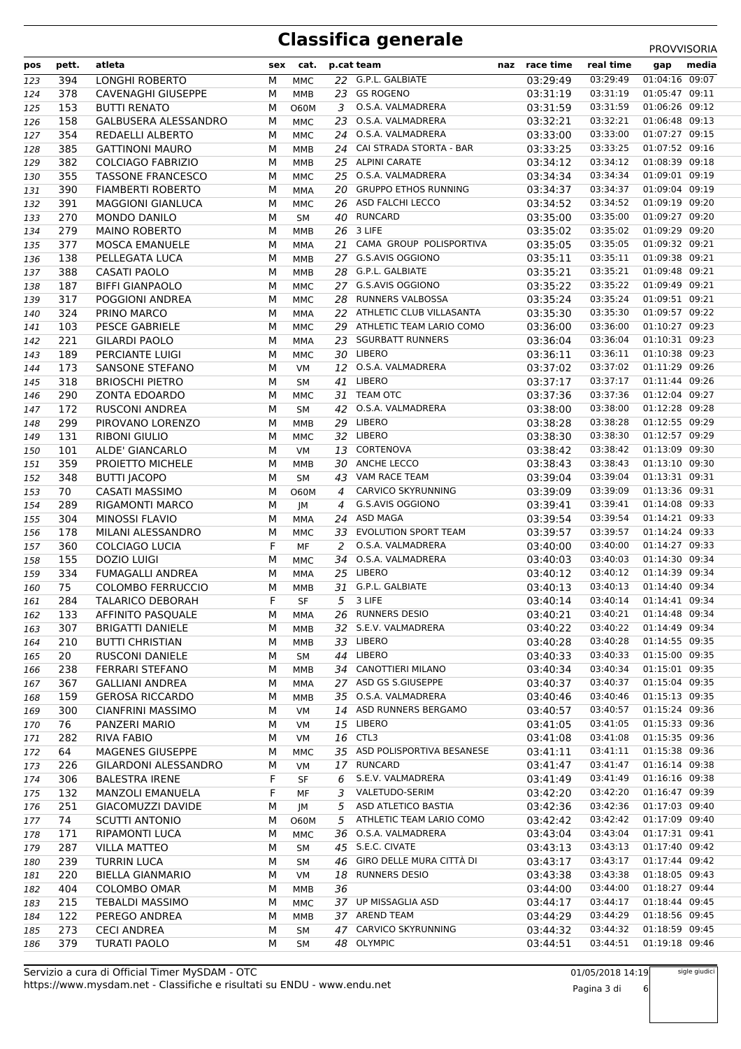# Classifica generale

PROVVISORIA

| pos | pett. | atleta | sex | cat. | p.cat | team | naz | race time | real time | gap | media |
|---|---|---|---|---|---|---|---|---|---|---|---|
| 123 | 394 | LONGHI ROBERTO | M | MMC | 22 | G.P.L. GALBIATE | | 03:29:49 | 03:29:49 | 01:04:16 | 09:07 |
| 124 | 378 | CAVENAGHI GIUSEPPE | M | MMB | 23 | GS ROGENO | | 03:31:19 | 03:31:19 | 01:05:47 | 09:11 |
| 125 | 153 | BUTTI RENATO | M | O60M | 3 | O.S.A. VALMADRERA | | 03:31:59 | 03:31:59 | 01:06:26 | 09:12 |
| 126 | 158 | GALBUSERA ALESSANDRO | M | MMC | 23 | O.S.A. VALMADRERA | | 03:32:21 | 03:32:21 | 01:06:48 | 09:13 |
| 127 | 354 | REDAELLI ALBERTO | M | MMC | 24 | O.S.A. VALMADRERA | | 03:33:00 | 03:33:00 | 01:07:27 | 09:15 |
| 128 | 385 | GATTINONI MAURO | M | MMB | 24 | CAI STRADA STORTA - BAR | | 03:33:25 | 03:33:25 | 01:07:52 | 09:16 |
| 129 | 382 | COLCIAGO FABRIZIO | M | MMB | 25 | ALPINI CARATE | | 03:34:12 | 03:34:12 | 01:08:39 | 09:18 |
| 130 | 355 | TASSONE FRANCESCO | M | MMC | 25 | O.S.A. VALMADRERA | | 03:34:34 | 03:34:34 | 01:09:01 | 09:19 |
| 131 | 390 | FIAMBERTI ROBERTO | M | MMA | 20 | GRUPPO ETHOS RUNNING | | 03:34:37 | 03:34:37 | 01:09:04 | 09:19 |
| 132 | 391 | MAGGIONI GIANLUCA | M | MMC | 26 | ASD FALCHI LECCO | | 03:34:52 | 03:34:52 | 01:09:19 | 09:20 |
| 133 | 270 | MONDO DANILO | M | SM | 40 | RUNCARD | | 03:35:00 | 03:35:00 | 01:09:27 | 09:20 |
| 134 | 279 | MAINO ROBERTO | M | MMB | 26 | 3 LIFE | | 03:35:02 | 03:35:02 | 01:09:29 | 09:20 |
| 135 | 377 | MOSCA EMANUELE | M | MMA | 21 | CAMA GROUP POLISPORTIVA | | 03:35:05 | 03:35:05 | 01:09:32 | 09:21 |
| 136 | 138 | PELLEGATA LUCA | M | MMB | 27 | G.S.AVIS OGGIONO | | 03:35:11 | 03:35:11 | 01:09:38 | 09:21 |
| 137 | 388 | CASATI PAOLO | M | MMB | 28 | G.P.L. GALBIATE | | 03:35:21 | 03:35:21 | 01:09:48 | 09:21 |
| 138 | 187 | BIFFI GIANPAOLO | M | MMC | 27 | G.S.AVIS OGGIONO | | 03:35:22 | 03:35:22 | 01:09:49 | 09:21 |
| 139 | 317 | POGGIONI ANDREA | M | MMC | 28 | RUNNERS VALBOSSA | | 03:35:24 | 03:35:24 | 01:09:51 | 09:21 |
| 140 | 324 | PRINO MARCO | M | MMA | 22 | ATHLETIC CLUB VILLASANTA | | 03:35:30 | 03:35:30 | 01:09:57 | 09:22 |
| 141 | 103 | PESCE GABRIELE | M | MMC | 29 | ATHLETIC TEAM LARIO COMO | | 03:36:00 | 03:36:00 | 01:10:27 | 09:23 |
| 142 | 221 | GILARDI PAOLO | M | MMA | 23 | SGURBATT RUNNERS | | 03:36:04 | 03:36:04 | 01:10:31 | 09:23 |
| 143 | 189 | PERCIANTE LUIGI | M | MMC | 30 | LIBERO | | 03:36:11 | 03:36:11 | 01:10:38 | 09:23 |
| 144 | 173 | SANSONE STEFANO | M | VM | 12 | O.S.A. VALMADRERA | | 03:37:02 | 03:37:02 | 01:11:29 | 09:26 |
| 145 | 318 | BRIOSCHI PIETRO | M | SM | 41 | LIBERO | | 03:37:17 | 03:37:17 | 01:11:44 | 09:26 |
| 146 | 290 | ZONTA EDOARDO | M | MMC | 31 | TEAM OTC | | 03:37:36 | 03:37:36 | 01:12:04 | 09:27 |
| 147 | 172 | RUSCONI ANDREA | M | SM | 42 | O.S.A. VALMADRERA | | 03:38:00 | 03:38:00 | 01:12:28 | 09:28 |
| 148 | 299 | PIROVANO LORENZO | M | MMB | 29 | LIBERO | | 03:38:28 | 03:38:28 | 01:12:55 | 09:29 |
| 149 | 131 | RIBONI GIULIO | M | MMC | 32 | LIBERO | | 03:38:30 | 03:38:30 | 01:12:57 | 09:29 |
| 150 | 101 | ALDE' GIANCARLO | M | VM | 13 | CORTENOVA | | 03:38:42 | 03:38:42 | 01:13:09 | 09:30 |
| 151 | 359 | PROIETTO MICHELE | M | MMB | 30 | ANCHE LECCO | | 03:38:43 | 03:38:43 | 01:13:10 | 09:30 |
| 152 | 348 | BUTTI JACOPO | M | SM | 43 | VAM RACE TEAM | | 03:39:04 | 03:39:04 | 01:13:31 | 09:31 |
| 153 | 70 | CASATI MASSIMO | M | O60M | 4 | CARVICO SKYRUNNING | | 03:39:09 | 03:39:09 | 01:13:36 | 09:31 |
| 154 | 289 | RIGAMONTI MARCO | M | JM | 4 | G.S.AVIS OGGIONO | | 03:39:41 | 03:39:41 | 01:14:08 | 09:33 |
| 155 | 304 | MINOSSI FLAVIO | M | MMA | 24 | ASD MAGA | | 03:39:54 | 03:39:54 | 01:14:21 | 09:33 |
| 156 | 178 | MILANI ALESSANDRO | M | MMC | 33 | EVOLUTION SPORT TEAM | | 03:39:57 | 03:39:57 | 01:14:24 | 09:33 |
| 157 | 360 | COLCIAGO LUCIA | F | MF | 2 | O.S.A. VALMADRERA | | 03:40:00 | 03:40:00 | 01:14:27 | 09:33 |
| 158 | 155 | DOZIO LUIGI | M | MMC | 34 | O.S.A. VALMADRERA | | 03:40:03 | 03:40:03 | 01:14:30 | 09:34 |
| 159 | 334 | FUMAGALLI ANDREA | M | MMA | 25 | LIBERO | | 03:40:12 | 03:40:12 | 01:14:39 | 09:34 |
| 160 | 75 | COLOMBO FERRUCCIO | M | MMB | 31 | G.P.L. GALBIATE | | 03:40:13 | 03:40:13 | 01:14:40 | 09:34 |
| 161 | 284 | TALARICO DEBORAH | F | SF | 5 | 3 LIFE | | 03:40:14 | 03:40:14 | 01:14:41 | 09:34 |
| 162 | 133 | AFFINITO PASQUALE | M | MMA | 26 | RUNNERS DESIO | | 03:40:21 | 03:40:21 | 01:14:48 | 09:34 |
| 163 | 307 | BRIGATTI DANIELE | M | MMB | 32 | S.E.V. VALMADRERA | | 03:40:22 | 03:40:22 | 01:14:49 | 09:34 |
| 164 | 210 | BUTTI CHRISTIAN | M | MMB | 33 | LIBERO | | 03:40:28 | 03:40:28 | 01:14:55 | 09:35 |
| 165 | 20 | RUSCONI DANIELE | M | SM | 44 | LIBERO | | 03:40:33 | 03:40:33 | 01:15:00 | 09:35 |
| 166 | 238 | FERRARI STEFANO | M | MMB | 34 | CANOTTIERI MILANO | | 03:40:34 | 03:40:34 | 01:15:01 | 09:35 |
| 167 | 367 | GALLIANI ANDREA | M | MMA | 27 | ASD GS S.GIUSEPPE | | 03:40:37 | 03:40:37 | 01:15:04 | 09:35 |
| 168 | 159 | GEROSA RICCARDO | M | MMB | 35 | O.S.A. VALMADRERA | | 03:40:46 | 03:40:46 | 01:15:13 | 09:35 |
| 169 | 300 | CIANFRINI MASSIMO | M | VM | 14 | ASD RUNNERS BERGAMO | | 03:40:57 | 03:40:57 | 01:15:24 | 09:36 |
| 170 | 76 | PANZERI MARIO | M | VM | 15 | LIBERO | | 03:41:05 | 03:41:05 | 01:15:33 | 09:36 |
| 171 | 282 | RIVA FABIO | M | VM | 16 | CTL3 | | 03:41:08 | 03:41:08 | 01:15:35 | 09:36 |
| 172 | 64 | MAGENES GIUSEPPE | M | MMC | 35 | ASD POLISPORTIVA BESANESE | | 03:41:11 | 03:41:11 | 01:15:38 | 09:36 |
| 173 | 226 | GILARDONI ALESSANDRO | M | VM | 17 | RUNCARD | | 03:41:47 | 03:41:47 | 01:16:14 | 09:38 |
| 174 | 306 | BALESTRA IRENE | F | SF | 6 | S.E.V. VALMADRERA | | 03:41:49 | 03:41:49 | 01:16:16 | 09:38 |
| 175 | 132 | MANZOLI EMANUELA | F | MF | 3 | VALETUDO-SERIM | | 03:42:20 | 03:42:20 | 01:16:47 | 09:39 |
| 176 | 251 | GIACOMUZZI DAVIDE | M | JM | 5 | ASD ATLETICO BASTIA | | 03:42:36 | 03:42:36 | 01:17:03 | 09:40 |
| 177 | 74 | SCUTTI ANTONIO | M | O60M | 5 | ATHLETIC TEAM LARIO COMO | | 03:42:42 | 03:42:42 | 01:17:09 | 09:40 |
| 178 | 171 | RIPAMONTI LUCA | M | MMC | 36 | O.S.A. VALMADRERA | | 03:43:04 | 03:43:04 | 01:17:31 | 09:41 |
| 179 | 287 | VILLA MATTEO | M | SM | 45 | S.E.C. CIVATE | | 03:43:13 | 03:43:13 | 01:17:40 | 09:42 |
| 180 | 239 | TURRIN LUCA | M | SM | 46 | GIRO DELLE MURA CITTÀ DI | | 03:43:17 | 03:43:17 | 01:17:44 | 09:42 |
| 181 | 220 | BIELLA GIANMARIO | M | VM | 18 | RUNNERS DESIO | | 03:43:38 | 03:43:38 | 01:18:05 | 09:43 |
| 182 | 404 | COLOMBO OMAR | M | MMB | 36 | | | 03:44:00 | 03:44:00 | 01:18:27 | 09:44 |
| 183 | 215 | TEBALDI MASSIMO | M | MMC | 37 | UP MISSAGLIA ASD | | 03:44:17 | 03:44:17 | 01:18:44 | 09:45 |
| 184 | 122 | PEREGO ANDREA | M | MMB | 37 | AREND TEAM | | 03:44:29 | 03:44:29 | 01:18:56 | 09:45 |
| 185 | 273 | CECI ANDREA | M | SM | 47 | CARVICO SKYRUNNING | | 03:44:32 | 03:44:32 | 01:18:59 | 09:45 |
| 186 | 379 | TURATI PAOLO | M | SM | 48 | OLYMPIC | | 03:44:51 | 03:44:51 | 01:19:18 | 09:46 |

Servizio a cura di Official Timer MySDAM - OTC
https://www.mysdam.net - Classifiche e risultati su ENDU - www.endu.net

01/05/2018 14:19

sigle giudici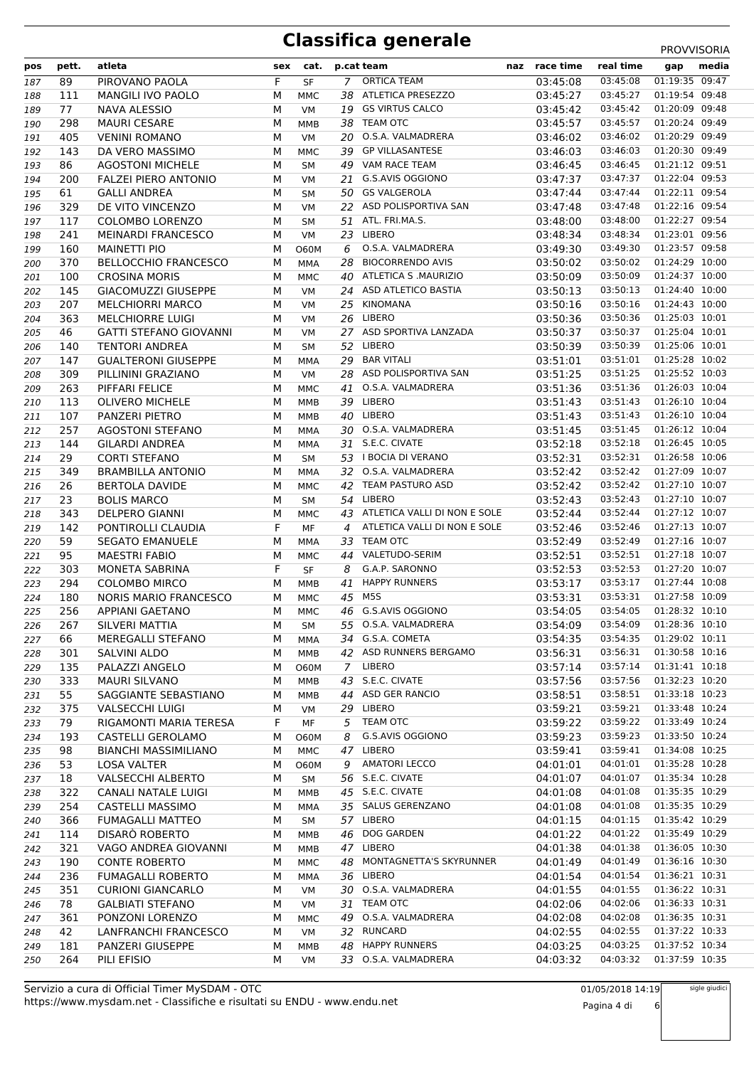# Classifica generale

PROVVISORIA

| pos | pett. | atleta | sex | cat. | p.cat | team | naz | race time | real time | gap | media |
|---|---|---|---|---|---|---|---|---|---|---|---|
| 187 | 89 | PIROVANO PAOLA | F | SF | 7 | ORTICA TEAM | | 03:45:08 | 03:45:08 | 01:19:35 | 09:47 |
| 188 | 111 | MANGILI IVO PAOLO | M | MMC | 38 | ATLETICA PRESEZZO | | 03:45:27 | 03:45:27 | 01:19:54 | 09:48 |
| 189 | 77 | NAVA ALESSIO | M | VM | 19 | GS VIRTUS CALCO | | 03:45:42 | 03:45:42 | 01:20:09 | 09:48 |
| 190 | 298 | MAURI CESARE | M | MMB | 38 | TEAM OTC | | 03:45:57 | 03:45:57 | 01:20:24 | 09:49 |
| 191 | 405 | VENINI ROMANO | M | VM | 20 | O.S.A. VALMADRERA | | 03:46:02 | 03:46:02 | 01:20:29 | 09:49 |
| 192 | 143 | DA VERO MASSIMO | M | MMC | 39 | GP VILLASANTESE | | 03:46:03 | 03:46:03 | 01:20:30 | 09:49 |
| 193 | 86 | AGOSTONI MICHELE | M | SM | 49 | VAM RACE TEAM | | 03:46:45 | 03:46:45 | 01:21:12 | 09:51 |
| 194 | 200 | FALZEI PIERO ANTONIO | M | VM | 21 | G.S.AVIS OGGIONO | | 03:47:37 | 03:47:37 | 01:22:04 | 09:53 |
| 195 | 61 | GALLI ANDREA | M | SM | 50 | GS VALGEROLA | | 03:47:44 | 03:47:44 | 01:22:11 | 09:54 |
| 196 | 329 | DE VITO VINCENZO | M | VM | 22 | ASD POLISPORTIVA SAN | | 03:47:48 | 03:47:48 | 01:22:16 | 09:54 |
| 197 | 117 | COLOMBO LORENZO | M | SM | 51 | ATL. FRI.MA.S. | | 03:48:00 | 03:48:00 | 01:22:27 | 09:54 |
| 198 | 241 | MEINARDI FRANCESCO | M | VM | 23 | LIBERO | | 03:48:34 | 03:48:34 | 01:23:01 | 09:56 |
| 199 | 160 | MAINETTI PIO | M | O60M | 6 | O.S.A. VALMADRERA | | 03:49:30 | 03:49:30 | 01:23:57 | 09:58 |
| 200 | 370 | BELLOCCHIO FRANCESCO | M | MMA | 28 | BIOCORRENDO AVIS | | 03:50:02 | 03:50:02 | 01:24:29 | 10:00 |
| 201 | 100 | CROSINA MORIS | M | MMC | 40 | ATLETICA S .MAURIZIO | | 03:50:09 | 03:50:09 | 01:24:37 | 10:00 |
| 202 | 145 | GIACOMUZZI GIUSEPPE | M | VM | 24 | ASD ATLETICO BASTIA | | 03:50:13 | 03:50:13 | 01:24:40 | 10:00 |
| 203 | 207 | MELCHIORRI MARCO | M | VM | 25 | KINOMANA | | 03:50:16 | 03:50:16 | 01:24:43 | 10:00 |
| 204 | 363 | MELCHIORRE LUIGI | M | VM | 26 | LIBERO | | 03:50:36 | 03:50:36 | 01:25:03 | 10:01 |
| 205 | 46 | GATTI STEFANO GIOVANNI | M | VM | 27 | ASD SPORTIVA LANZADA | | 03:50:37 | 03:50:37 | 01:25:04 | 10:01 |
| 206 | 140 | TENTORI ANDREA | M | SM | 52 | LIBERO | | 03:50:39 | 03:50:39 | 01:25:06 | 10:01 |
| 207 | 147 | GUALTERONI GIUSEPPE | M | MMA | 29 | BAR VITALI | | 03:51:01 | 03:51:01 | 01:25:28 | 10:02 |
| 208 | 309 | PILLININI GRAZIANO | M | VM | 28 | ASD POLISPORTIVA SAN | | 03:51:25 | 03:51:25 | 01:25:52 | 10:03 |
| 209 | 263 | PIFFARI FELICE | M | MMC | 41 | O.S.A. VALMADRERA | | 03:51:36 | 03:51:36 | 01:26:03 | 10:04 |
| 210 | 113 | OLIVERO MICHELE | M | MMB | 39 | LIBERO | | 03:51:43 | 03:51:43 | 01:26:10 | 10:04 |
| 211 | 107 | PANZERI PIETRO | M | MMB | 40 | LIBERO | | 03:51:43 | 03:51:43 | 01:26:10 | 10:04 |
| 212 | 257 | AGOSTONI STEFANO | M | MMA | 30 | O.S.A. VALMADRERA | | 03:51:45 | 03:51:45 | 01:26:12 | 10:04 |
| 213 | 144 | GILARDI ANDREA | M | MMA | 31 | S.E.C. CIVATE | | 03:52:18 | 03:52:18 | 01:26:45 | 10:05 |
| 214 | 29 | CORTI STEFANO | M | SM | 53 | I BOCIA DI VERANO | | 03:52:31 | 03:52:31 | 01:26:58 | 10:06 |
| 215 | 349 | BRAMBILLA ANTONIO | M | MMA | 32 | O.S.A. VALMADRERA | | 03:52:42 | 03:52:42 | 01:27:09 | 10:07 |
| 216 | 26 | BERTOLA DAVIDE | M | MMC | 42 | TEAM PASTURO ASD | | 03:52:42 | 03:52:42 | 01:27:10 | 10:07 |
| 217 | 23 | BOLIS MARCO | M | SM | 54 | LIBERO | | 03:52:43 | 03:52:43 | 01:27:10 | 10:07 |
| 218 | 343 | DELPERO GIANNI | M | MMC | 43 | ATLETICA VALLI DI NON E SOLE | | 03:52:44 | 03:52:44 | 01:27:12 | 10:07 |
| 219 | 142 | PONTIROLLI CLAUDIA | F | MF | 4 | ATLETICA VALLI DI NON E SOLE | | 03:52:46 | 03:52:46 | 01:27:13 | 10:07 |
| 220 | 59 | SEGATO EMANUELE | M | MMA | 33 | TEAM OTC | | 03:52:49 | 03:52:49 | 01:27:16 | 10:07 |
| 221 | 95 | MAESTRI FABIO | M | MMC | 44 | VALETUDO-SERIM | | 03:52:51 | 03:52:51 | 01:27:18 | 10:07 |
| 222 | 303 | MONETA SABRINA | F | SF | 8 | G.A.P. SARONNO | | 03:52:53 | 03:52:53 | 01:27:20 | 10:07 |
| 223 | 294 | COLOMBO MIRCO | M | MMB | 41 | HAPPY RUNNERS | | 03:53:17 | 03:53:17 | 01:27:44 | 10:08 |
| 224 | 180 | NORIS MARIO FRANCESCO | M | MMC | 45 | M5S | | 03:53:31 | 03:53:31 | 01:27:58 | 10:09 |
| 225 | 256 | APPIANI GAETANO | M | MMC | 46 | G.S.AVIS OGGIONO | | 03:54:05 | 03:54:05 | 01:28:32 | 10:10 |
| 226 | 267 | SILVERI MATTIA | M | SM | 55 | O.S.A. VALMADRERA | | 03:54:09 | 03:54:09 | 01:28:36 | 10:10 |
| 227 | 66 | MEREGALLI STEFANO | M | MMA | 34 | G.S.A. COMETA | | 03:54:35 | 03:54:35 | 01:29:02 | 10:11 |
| 228 | 301 | SALVINI ALDO | M | MMB | 42 | ASD RUNNERS BERGAMO | | 03:56:31 | 03:56:31 | 01:30:58 | 10:16 |
| 229 | 135 | PALAZZI ANGELO | M | O60M | 7 | LIBERO | | 03:57:14 | 03:57:14 | 01:31:41 | 10:18 |
| 230 | 333 | MAURI SILVANO | M | MMB | 43 | S.E.C. CIVATE | | 03:57:56 | 03:57:56 | 01:32:23 | 10:20 |
| 231 | 55 | SAGGIANTE SEBASTIANO | M | MMB | 44 | ASD GER RANCIO | | 03:58:51 | 03:58:51 | 01:33:18 | 10:23 |
| 232 | 375 | VALSECCHI LUIGI | M | VM | 29 | LIBERO | | 03:59:21 | 03:59:21 | 01:33:48 | 10:24 |
| 233 | 79 | RIGAMONTI MARIA TERESA | F | MF | 5 | TEAM OTC | | 03:59:22 | 03:59:22 | 01:33:49 | 10:24 |
| 234 | 193 | CASTELLI GEROLAMO | M | O60M | 8 | G.S.AVIS OGGIONO | | 03:59:23 | 03:59:23 | 01:33:50 | 10:24 |
| 235 | 98 | BIANCHI MASSIMILIANO | M | MMC | 47 | LIBERO | | 03:59:41 | 03:59:41 | 01:34:08 | 10:25 |
| 236 | 53 | LOSA VALTER | M | O60M | 9 | AMATORI LECCO | | 04:01:01 | 04:01:01 | 01:35:28 | 10:28 |
| 237 | 18 | VALSECCHI ALBERTO | M | SM | 56 | S.E.C. CIVATE | | 04:01:07 | 04:01:07 | 01:35:34 | 10:28 |
| 238 | 322 | CANALI NATALE LUIGI | M | MMB | 45 | S.E.C. CIVATE | | 04:01:08 | 04:01:08 | 01:35:35 | 10:29 |
| 239 | 254 | CASTELLI MASSIMO | M | MMA | 35 | SALUS GERENZANO | | 04:01:08 | 04:01:08 | 01:35:35 | 10:29 |
| 240 | 366 | FUMAGALLI MATTEO | M | SM | 57 | LIBERO | | 04:01:15 | 04:01:15 | 01:35:42 | 10:29 |
| 241 | 114 | DISARÒ ROBERTO | M | MMB | 46 | DOG GARDEN | | 04:01:22 | 04:01:22 | 01:35:49 | 10:29 |
| 242 | 321 | VAGO ANDREA GIOVANNI | M | MMB | 47 | LIBERO | | 04:01:38 | 04:01:38 | 01:36:05 | 10:30 |
| 243 | 190 | CONTE ROBERTO | M | MMC | 48 | MONTAGNETTA'S SKYRUNNER | | 04:01:49 | 04:01:49 | 01:36:16 | 10:30 |
| 244 | 236 | FUMAGALLI ROBERTO | M | MMA | 36 | LIBERO | | 04:01:54 | 04:01:54 | 01:36:21 | 10:31 |
| 245 | 351 | CURIONI GIANCARLO | M | VM | 30 | O.S.A. VALMADRERA | | 04:01:55 | 04:01:55 | 01:36:22 | 10:31 |
| 246 | 78 | GALBIATI STEFANO | M | VM | 31 | TEAM OTC | | 04:02:06 | 04:02:06 | 01:36:33 | 10:31 |
| 247 | 361 | PONZONI LORENZO | M | MMC | 49 | O.S.A. VALMADRERA | | 04:02:08 | 04:02:08 | 01:36:35 | 10:31 |
| 248 | 42 | LANFRANCHI FRANCESCO | M | VM | 32 | RUNCARD | | 04:02:55 | 04:02:55 | 01:37:22 | 10:33 |
| 249 | 181 | PANZERI GIUSEPPE | M | MMB | 48 | HAPPY RUNNERS | | 04:03:25 | 04:03:25 | 01:37:52 | 10:34 |
| 250 | 264 | PILI EFISIO | M | VM | 33 | O.S.A. VALMADRERA | | 04:03:32 | 04:03:32 | 01:37:59 | 10:35 |

Servizio a cura di Official Timer MySDAM - OTC
https://www.mysdam.net - Classifiche e risultati su ENDU - www.endu.net

01/05/2018 14:19

sigle giudici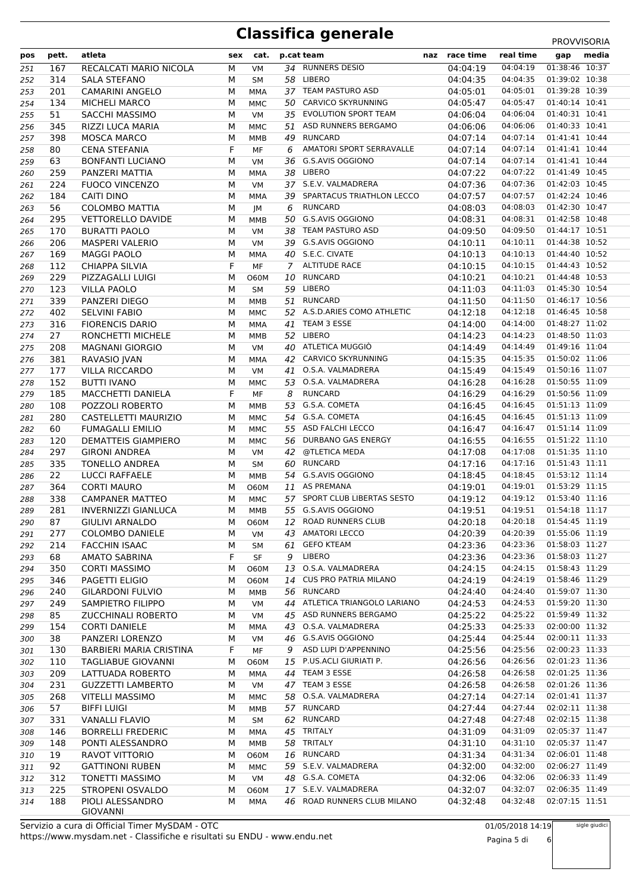# Classifica generale

PROVVISORIA

| pos | pett. | atleta | sex | cat. | p.cat | team | naz | race time | real time | gap | media |
|---|---|---|---|---|---|---|---|---|---|---|---|
| 251 | 167 | RECALCATI MARIO NICOLA | M | VM | 34 | RUNNERS DESIO | | 04:04:19 | 04:04:19 | 01:38:46 | 10:37 |
| 252 | 314 | SALA STEFANO | M | SM | 58 | LIBERO | | 04:04:35 | 04:04:35 | 01:39:02 | 10:38 |
| 253 | 201 | CAMARINI ANGELO | M | MMA | 37 | TEAM PASTURO ASD | | 04:05:01 | 04:05:01 | 01:39:28 | 10:39 |
| 254 | 134 | MICHELI MARCO | M | MMC | 50 | CARVICO SKYRUNNING | | 04:05:47 | 04:05:47 | 01:40:14 | 10:41 |
| 255 | 51 | SACCHI MASSIMO | M | VM | 35 | EVOLUTION SPORT TEAM | | 04:06:04 | 04:06:04 | 01:40:31 | 10:41 |
| 256 | 345 | RIZZI LUCA MARIA | M | MMC | 51 | ASD RUNNERS BERGAMO | | 04:06:06 | 04:06:06 | 01:40:33 | 10:41 |
| 257 | 398 | MOSCA MARCO | M | MMB | 49 | RUNCARD | | 04:07:14 | 04:07:14 | 01:41:41 | 10:44 |
| 258 | 80 | CENA STEFANIA | F | MF | 6 | AMATORI SPORT SERRAVALLE | | 04:07:14 | 04:07:14 | 01:41:41 | 10:44 |
| 259 | 63 | BONFANTI LUCIANO | M | VM | 36 | G.S.AVIS OGGIONO | | 04:07:14 | 04:07:14 | 01:41:41 | 10:44 |
| 260 | 259 | PANZERI MATTIA | M | MMA | 38 | LIBERO | | 04:07:22 | 04:07:22 | 01:41:49 | 10:45 |
| 261 | 224 | FUOCO VINCENZO | M | VM | 37 | S.E.V. VALMADRERA | | 04:07:36 | 04:07:36 | 01:42:03 | 10:45 |
| 262 | 184 | CAITI DINO | M | MMA | 39 | SPARTACUS TRIATHLON LECCO | | 04:07:57 | 04:07:57 | 01:42:24 | 10:46 |
| 263 | 56 | COLOMBO MATTIA | M | JM | 6 | RUNCARD | | 04:08:03 | 04:08:03 | 01:42:30 | 10:47 |
| 264 | 295 | VETTORELLO DAVIDE | M | MMB | 50 | G.S.AVIS OGGIONO | | 04:08:31 | 04:08:31 | 01:42:58 | 10:48 |
| 265 | 170 | BURATTI PAOLO | M | VM | 38 | TEAM PASTURO ASD | | 04:09:50 | 04:09:50 | 01:44:17 | 10:51 |
| 266 | 206 | MASPERI VALERIO | M | VM | 39 | G.S.AVIS OGGIONO | | 04:10:11 | 04:10:11 | 01:44:38 | 10:52 |
| 267 | 169 | MAGGI PAOLO | M | MMA | 40 | S.E.C. CIVATE | | 04:10:13 | 04:10:13 | 01:44:40 | 10:52 |
| 268 | 112 | CHIAPPA SILVIA | F | MF | 7 | ALTITUDE RACE | | 04:10:15 | 04:10:15 | 01:44:43 | 10:52 |
| 269 | 229 | PIZZAGALLI LUIGI | M | O60M | 10 | RUNCARD | | 04:10:21 | 04:10:21 | 01:44:48 | 10:53 |
| 270 | 123 | VILLA PAOLO | M | SM | 59 | LIBERO | | 04:11:03 | 04:11:03 | 01:45:30 | 10:54 |
| 271 | 339 | PANZERI DIEGO | M | MMB | 51 | RUNCARD | | 04:11:50 | 04:11:50 | 01:46:17 | 10:56 |
| 272 | 402 | SELVINI FABIO | M | MMC | 52 | A.S.D.ARIES COMO ATHLETIC | | 04:12:18 | 04:12:18 | 01:46:45 | 10:58 |
| 273 | 316 | FIORENCIS DARIO | M | MMA | 41 | TEAM 3 ESSE | | 04:14:00 | 04:14:00 | 01:48:27 | 11:02 |
| 274 | 27 | RONCHETTI MICHELE | M | MMB | 52 | LIBERO | | 04:14:23 | 04:14:23 | 01:48:50 | 11:03 |
| 275 | 208 | MAGNANI GIORGIO | M | VM | 40 | ATLETICA MUGGIÒ | | 04:14:49 | 04:14:49 | 01:49:16 | 11:04 |
| 276 | 381 | RAVASIO JVAN | M | MMA | 42 | CARVICO SKYRUNNING | | 04:15:35 | 04:15:35 | 01:50:02 | 11:06 |
| 277 | 177 | VILLA RICCARDO | M | VM | 41 | O.S.A. VALMADRERA | | 04:15:49 | 04:15:49 | 01:50:16 | 11:07 |
| 278 | 152 | BUTTI IVANO | M | MMC | 53 | O.S.A. VALMADRERA | | 04:16:28 | 04:16:28 | 01:50:55 | 11:09 |
| 279 | 185 | MACCHETTI DANIELA | F | MF | 8 | RUNCARD | | 04:16:29 | 04:16:29 | 01:50:56 | 11:09 |
| 280 | 108 | POZZOLI ROBERTO | M | MMB | 53 | G.S.A. COMETA | | 04:16:45 | 04:16:45 | 01:51:13 | 11:09 |
| 281 | 280 | CASTELLETTI MAURIZIO | M | MMC | 54 | G.S.A. COMETA | | 04:16:45 | 04:16:45 | 01:51:13 | 11:09 |
| 282 | 60 | FUMAGALLI EMILIO | M | MMC | 55 | ASD FALCHI LECCO | | 04:16:47 | 04:16:47 | 01:51:14 | 11:09 |
| 283 | 120 | DEMATTEIS GIAMPIERO | M | MMC | 56 | DURBANO GAS ENERGY | | 04:16:55 | 04:16:55 | 01:51:22 | 11:10 |
| 284 | 297 | GIRONI ANDREA | M | VM | 42 | @TLETICA MEDA | | 04:17:08 | 04:17:08 | 01:51:35 | 11:10 |
| 285 | 335 | TONELLO ANDREA | M | SM | 60 | RUNCARD | | 04:17:16 | 04:17:16 | 01:51:43 | 11:11 |
| 286 | 22 | LUCCI RAFFAELE | M | MMB | 54 | G.S.AVIS OGGIONO | | 04:18:45 | 04:18:45 | 01:53:12 | 11:14 |
| 287 | 364 | CORTI MAURO | M | O60M | 11 | AS PREMANA | | 04:19:01 | 04:19:01 | 01:53:29 | 11:15 |
| 288 | 338 | CAMPANER MATTEO | M | MMC | 57 | SPORT CLUB LIBERTAS SESTO | | 04:19:12 | 04:19:12 | 01:53:40 | 11:16 |
| 289 | 281 | INVERNIZZI GIANLUCA | M | MMB | 55 | G.S.AVIS OGGIONO | | 04:19:51 | 04:19:51 | 01:54:18 | 11:17 |
| 290 | 87 | GIULIVI ARNALDO | M | O60M | 12 | ROAD RUNNERS CLUB | | 04:20:18 | 04:20:18 | 01:54:45 | 11:19 |
| 291 | 277 | COLOMBO DANIELE | M | VM | 43 | AMATORI LECCO | | 04:20:39 | 04:20:39 | 01:55:06 | 11:19 |
| 292 | 214 | FACCHIN ISAAC | M | SM | 61 | GEFO KTEAM | | 04:23:36 | 04:23:36 | 01:58:03 | 11:27 |
| 293 | 68 | AMATO SABRINA | F | SF | 9 | LIBERO | | 04:23:36 | 04:23:36 | 01:58:03 | 11:27 |
| 294 | 350 | CORTI MASSIMO | M | O60M | 13 | O.S.A. VALMADRERA | | 04:24:15 | 04:24:15 | 01:58:43 | 11:29 |
| 295 | 346 | PAGETTI ELIGIO | M | O60M | 14 | CUS PRO PATRIA MILANO | | 04:24:19 | 04:24:19 | 01:58:46 | 11:29 |
| 296 | 240 | GILARDONI FULVIO | M | MMB | 56 | RUNCARD | | 04:24:40 | 04:24:40 | 01:59:07 | 11:30 |
| 297 | 249 | SAMPIETRO FILIPPO | M | VM | 44 | ATLETICA TRIANGOLO LARIANO | | 04:24:53 | 04:24:53 | 01:59:20 | 11:30 |
| 298 | 85 | ZUCCHINALI ROBERTO | M | VM | 45 | ASD RUNNERS BERGAMO | | 04:25:22 | 04:25:22 | 01:59:49 | 11:32 |
| 299 | 154 | CORTI DANIELE | M | MMA | 43 | O.S.A. VALMADRERA | | 04:25:33 | 04:25:33 | 02:00:00 | 11:32 |
| 300 | 38 | PANZERI LORENZO | M | VM | 46 | G.S.AVIS OGGIONO | | 04:25:44 | 04:25:44 | 02:00:11 | 11:33 |
| 301 | 130 | BARBIERI MARIA CRISTINA | F | MF | 9 | ASD LUPI D'APPENNINO | | 04:25:56 | 04:25:56 | 02:00:23 | 11:33 |
| 302 | 110 | TAGLIABUE GIOVANNI | M | O60M | 15 | P.US.ACLI GIURIATI P. | | 04:26:56 | 04:26:56 | 02:01:23 | 11:36 |
| 303 | 209 | LATTUADA ROBERTO | M | MMA | 44 | TEAM 3 ESSE | | 04:26:58 | 04:26:58 | 02:01:25 | 11:36 |
| 304 | 231 | GUZZETTI LAMBERTO | M | VM | 47 | TEAM 3 ESSE | | 04:26:58 | 04:26:58 | 02:01:26 | 11:36 |
| 305 | 268 | VITELLI MASSIMO | M | MMC | 58 | O.S.A. VALMADRERA | | 04:27:14 | 04:27:14 | 02:01:41 | 11:37 |
| 306 | 57 | BIFFI LUIGI | M | MMB | 57 | RUNCARD | | 04:27:44 | 04:27:44 | 02:02:11 | 11:38 |
| 307 | 331 | VANALLI FLAVIO | M | SM | 62 | RUNCARD | | 04:27:48 | 04:27:48 | 02:02:15 | 11:38 |
| 308 | 146 | BORRELLI FREDERIC | M | MMA | 45 | TRITALY | | 04:31:09 | 04:31:09 | 02:05:37 | 11:47 |
| 309 | 148 | PONTI ALESSANDRO | M | MMB | 58 | TRITALY | | 04:31:10 | 04:31:10 | 02:05:37 | 11:47 |
| 310 | 19 | RAVOT VITTORIO | M | O60M | 16 | RUNCARD | | 04:31:34 | 04:31:34 | 02:06:01 | 11:48 |
| 311 | 92 | GATTINONI RUBEN | M | MMC | 59 | S.E.V. VALMADRERA | | 04:32:00 | 04:32:00 | 02:06:27 | 11:49 |
| 312 | 312 | TONETTI MASSIMO | M | VM | 48 | G.S.A. COMETA | | 04:32:06 | 04:32:06 | 02:06:33 | 11:49 |
| 313 | 225 | STROPENI OSVALDO | M | O60M | 17 | S.E.V. VALMADRERA | | 04:32:07 | 04:32:07 | 02:06:35 | 11:49 |
| 314 | 188 | PIOLI ALESSANDRO GIOVANNI | M | MMA | 46 | ROAD RUNNERS CLUB MILANO | | 04:32:48 | 04:32:48 | 02:07:15 | 11:51 |

Servizio a cura di Official Timer MySDAM - OTC
https://www.mysdam.net - Classifiche e risultati su ENDU - www.endu.net

01/05/2018 14:19

sigle giudici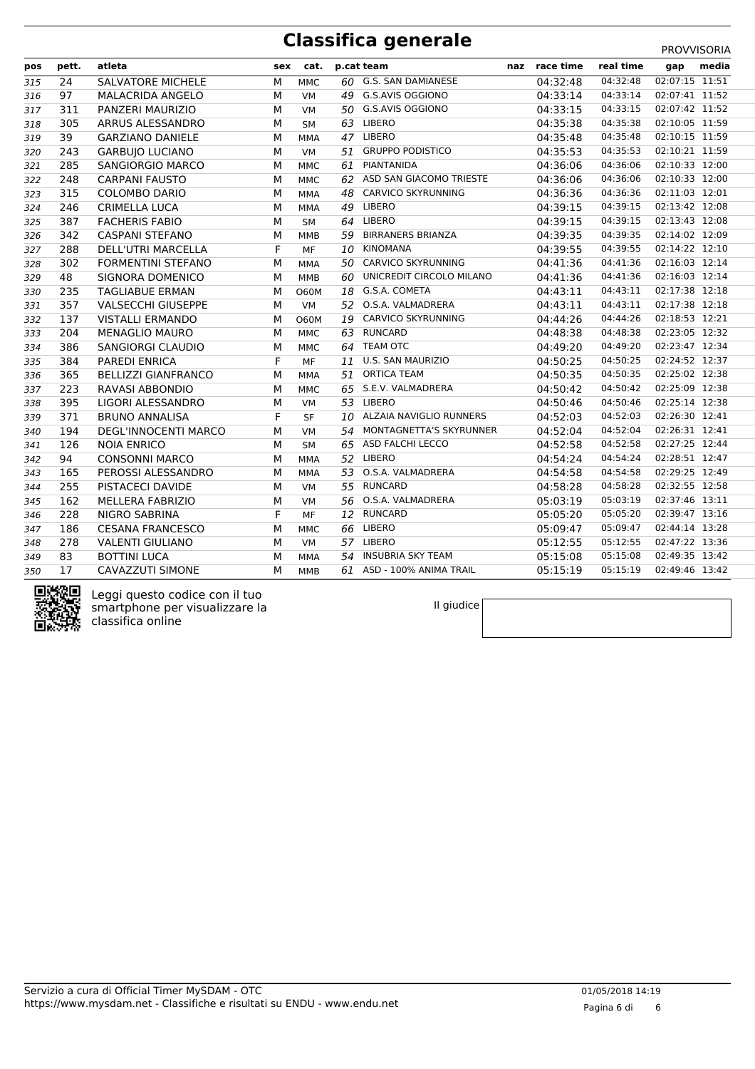# Classifica generale

PROVVISORIA

| pos | pett. | atleta | sex | cat. | p.cat | team | naz | race time | real time | gap | media |
|---|---|---|---|---|---|---|---|---|---|---|---|
| 315 | 24 | SALVATORE MICHELE | M | MMC | 60 | G.S. SAN DAMIANESE | | 04:32:48 | 04:32:48 | 02:07:15 | 11:51 |
| 316 | 97 | MALACRIDA ANGELO | M | VM | 49 | G.S.AVIS OGGIONO | | 04:33:14 | 04:33:14 | 02:07:41 | 11:52 |
| 317 | 311 | PANZERI MAURIZIO | M | VM | 50 | G.S.AVIS OGGIONO | | 04:33:15 | 04:33:15 | 02:07:42 | 11:52 |
| 318 | 305 | ARRUS ALESSANDRO | M | SM | 63 | LIBERO | | 04:35:38 | 04:35:38 | 02:10:05 | 11:59 |
| 319 | 39 | GARZIANO DANIELE | M | MMA | 47 | LIBERO | | 04:35:48 | 04:35:48 | 02:10:15 | 11:59 |
| 320 | 243 | GARBUJO LUCIANO | M | VM | 51 | GRUPPO PODISTICO | | 04:35:53 | 04:35:53 | 02:10:21 | 11:59 |
| 321 | 285 | SANGIORGIO MARCO | M | MMC | 61 | PIANTANIDA | | 04:36:06 | 04:36:06 | 02:10:33 | 12:00 |
| 322 | 248 | CARPANI FAUSTO | M | MMC | 62 | ASD SAN GIACOMO TRIESTE | | 04:36:06 | 04:36:06 | 02:10:33 | 12:00 |
| 323 | 315 | COLOMBO DARIO | M | MMA | 48 | CARVICO SKYRUNNING | | 04:36:36 | 04:36:36 | 02:11:03 | 12:01 |
| 324 | 246 | CRIMELLA LUCA | M | MMA | 49 | LIBERO | | 04:39:15 | 04:39:15 | 02:13:42 | 12:08 |
| 325 | 387 | FACHERIS FABIO | M | SM | 64 | LIBERO | | 04:39:15 | 04:39:15 | 02:13:43 | 12:08 |
| 326 | 342 | CASPANI STEFANO | M | MMB | 59 | BIRRANERS BRIANZA | | 04:39:35 | 04:39:35 | 02:14:02 | 12:09 |
| 327 | 288 | DELL'UTRI MARCELLA | F | MF | 10 | KINOMANA | | 04:39:55 | 04:39:55 | 02:14:22 | 12:10 |
| 328 | 302 | FORMENTINI STEFANO | M | MMA | 50 | CARVICO SKYRUNNING | | 04:41:36 | 04:41:36 | 02:16:03 | 12:14 |
| 329 | 48 | SIGNORA DOMENICO | M | MMB | 60 | UNICREDIT CIRCOLO MILANO | | 04:41:36 | 04:41:36 | 02:16:03 | 12:14 |
| 330 | 235 | TAGLIABUE ERMAN | M | O60M | 18 | G.S.A. COMETA | | 04:43:11 | 04:43:11 | 02:17:38 | 12:18 |
| 331 | 357 | VALSECCHI GIUSEPPE | M | VM | 52 | O.S.A. VALMADRERA | | 04:43:11 | 04:43:11 | 02:17:38 | 12:18 |
| 332 | 137 | VISTALLI ERMANDO | M | O60M | 19 | CARVICO SKYRUNNING | | 04:44:26 | 04:44:26 | 02:18:53 | 12:21 |
| 333 | 204 | MENAGLIO MAURO | M | MMC | 63 | RUNCARD | | 04:48:38 | 04:48:38 | 02:23:05 | 12:32 |
| 334 | 386 | SANGIORGI CLAUDIO | M | MMC | 64 | TEAM OTC | | 04:49:20 | 04:49:20 | 02:23:47 | 12:34 |
| 335 | 384 | PAREDI ENRICA | F | MF | 11 | U.S. SAN MAURIZIO | | 04:50:25 | 04:50:25 | 02:24:52 | 12:37 |
| 336 | 365 | BELLIZZI GIANFRANCO | M | MMA | 51 | ORTICA TEAM | | 04:50:35 | 04:50:35 | 02:25:02 | 12:38 |
| 337 | 223 | RAVASI ABBONDIO | M | MMC | 65 | S.E.V. VALMADRERA | | 04:50:42 | 04:50:42 | 02:25:09 | 12:38 |
| 338 | 395 | LIGORI ALESSANDRO | M | VM | 53 | LIBERO | | 04:50:46 | 04:50:46 | 02:25:14 | 12:38 |
| 339 | 371 | BRUNO ANNALISA | F | SF | 10 | ALZAIA NAVIGLIO RUNNERS | | 04:52:03 | 04:52:03 | 02:26:30 | 12:41 |
| 340 | 194 | DEGL'INNOCENTI MARCO | M | VM | 54 | MONTAGNETTA'S SKYRUNNER | | 04:52:04 | 04:52:04 | 02:26:31 | 12:41 |
| 341 | 126 | NOIA ENRICO | M | SM | 65 | ASD FALCHI LECCO | | 04:52:58 | 04:52:58 | 02:27:25 | 12:44 |
| 342 | 94 | CONSONNI MARCO | M | MMA | 52 | LIBERO | | 04:54:24 | 04:54:24 | 02:28:51 | 12:47 |
| 343 | 165 | PEROSSI ALESSANDRO | M | MMA | 53 | O.S.A. VALMADRERA | | 04:54:58 | 04:54:58 | 02:29:25 | 12:49 |
| 344 | 255 | PISTACECI DAVIDE | M | VM | 55 | RUNCARD | | 04:58:28 | 04:58:28 | 02:32:55 | 12:58 |
| 345 | 162 | MELLERA FABRIZIO | M | VM | 56 | O.S.A. VALMADRERA | | 05:03:19 | 05:03:19 | 02:37:46 | 13:11 |
| 346 | 228 | NIGRO SABRINA | F | MF | 12 | RUNCARD | | 05:05:20 | 05:05:20 | 02:39:47 | 13:16 |
| 347 | 186 | CESANA FRANCESCO | M | MMC | 66 | LIBERO | | 05:09:47 | 05:09:47 | 02:44:14 | 13:28 |
| 348 | 278 | VALENTI GIULIANO | M | VM | 57 | LIBERO | | 05:12:55 | 05:12:55 | 02:47:22 | 13:36 |
| 349 | 83 | BOTTINI LUCA | M | MMA | 54 | INSUBRIA SKY TEAM | | 05:15:08 | 05:15:08 | 02:49:35 | 13:42 |
| 350 | 17 | CAVAZZUTI SIMONE | M | MMB | 61 | ASD - 100% ANIMA TRAIL | | 05:15:19 | 05:15:19 | 02:49:46 | 13:42 |

Leggi questo codice con il tuo smartphone per visualizzare la classifica online

Il giudice

Servizio a cura di Official Timer MySDAM - OTC
https://www.mysdam.net - Classifiche e risultati su ENDU - www.endu.net

01/05/2018 14:19